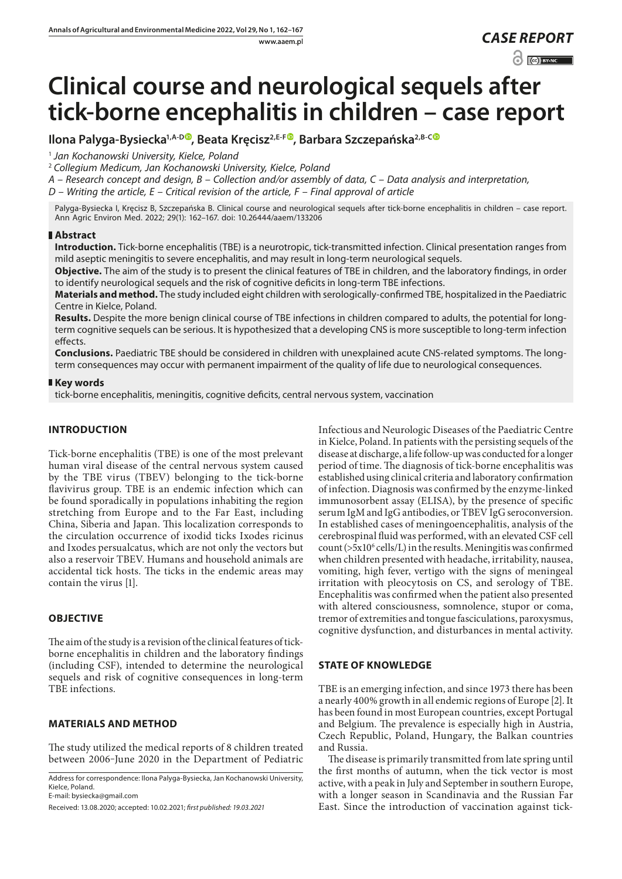*CASE REPORT*

# Clinical course and neurological sequels after tick-borne encephalitis in children – case report

**Ilona Palyga-Bysiecka[1,A-D], Beata Kręcisz[2,E-F], Barbara Szczepańska[2,B-C]**

[1] *Jan Kochanowski University, Kielce, Poland*

[2] *Collegium Medicum, Jan Kochanowski University, Kielce, Poland*

*A – Research concept and design, B – Collection and/or assembly of data, C – Data analysis and interpretation, D – Writing the article, E – Critical revision of the article, F – Final approval of article*

Palyga-Bysiecka I, Kręcisz B, Szczepańska B. Clinical course and neurological sequels after tick-borne encephalitis in children – case report. Ann Agric Environ Med. 2022; 29(1): 162–167. doi: 10.26444/aaem/133206

## Abstract

**Introduction.** Tick-borne encephalitis (TBE) is a neurotropic, tick-transmitted infection. Clinical presentation ranges from mild aseptic meningitis to severe encephalitis, and may result in long-term neurological sequels.

**Objective.** The aim of the study is to present the clinical features of TBE in children, and the laboratory findings, in order to identify neurological sequels and the risk of cognitive deficits in long-term TBE infections.

**Materials and method.** The study included eight children with serologically-confirmed TBE, hospitalized in the Paediatric Centre in Kielce, Poland.

**Results.** Despite the more benign clinical course of TBE infections in children compared to adults, the potential for long-term cognitive sequels can be serious. It is hypothesized that a developing CNS is more susceptible to long-term infection effects.

**Conclusions.** Paediatric TBE should be considered in children with unexplained acute CNS-related symptoms. The long-term consequences may occur with permanent impairment of the quality of life due to neurological consequences.

## Key words

tick-borne encephalitis, meningitis, cognitive deficits, central nervous system, vaccination

## INTRODUCTION

Tick-borne encephalitis (TBE) is one of the most prelevant human viral disease of the central nervous system caused by the TBE virus (TBEV) belonging to the tick-borne flavivirus group. TBE is an endemic infection which can be found sporadically in populations inhabiting the region stretching from Europe and to the Far East, including China, Siberia and Japan. This localization corresponds to the circulation occurrence of ixodid ticks Ixodes ricinus and Ixodes persualcatus, which are not only the vectors but also a reservoir TBEV. Humans and household animals are accidental tick hosts. The ticks in the endemic areas may contain the virus [1].

## OBJECTIVE

The aim of the study is a revision of the clinical features of tick-borne encephalitis in children and the laboratory findings (including CSF), intended to determine the neurological sequels and risk of cognitive consequences in long-term TBE infections.

## MATERIALS AND METHOD

The study utilized the medical reports of 8 children treated between 2006–June 2020 in the Department of Pediatric Infectious and Neurologic Diseases of the Paediatric Centre in Kielce, Poland. In patients with the persisting sequels of the disease at discharge, a life follow-up was conducted for a longer period of time. The diagnosis of tick-borne encephalitis was established using clinical criteria and laboratory confirmation of infection. Diagnosis was confirmed by the enzyme-linked immunosorbent assay (ELISA), by the presence of specific serum IgM and IgG antibodies, or TBEV IgG seroconversion. In established cases of meningoencephalitis, analysis of the cerebrospinal fluid was performed, with an elevated CSF cell count ($>5x10^6$ cells/L) in the results. Meningitis was confirmed when children presented with headache, irritability, nausea, vomiting, high fever, vertigo with the signs of meningeal irritation with pleocytosis on CS, and serology of TBE. Encephalitis was confirmed when the patient also presented with altered consciousness, somnolence, stupor or coma, tremor of extremities and tongue fasciculations, paroxysmus, cognitive dysfunction, and disturbances in mental activity.

## STATE OF KNOWLEDGE

TBE is an emerging infection, and since 1973 there has been a nearly 400% growth in all endemic regions of Europe [2]. It has been found in most European countries, except Portugal and Belgium. The prevalence is especially high in Austria, Czech Republic, Poland, Hungary, the Balkan countries and Russia.

The disease is primarily transmitted from late spring until the first months of autumn, when the tick vector is most active, with a peak in July and September in southern Europe, with a longer season in Scandinavia and the Russian Far East. Since the introduction of vaccination against tick-

Address for correspondence: Ilona Palyga-Bysiecka, Jan Kochanowski University, Kielce, Poland.
E-mail: bysiecka@gmail.com

Received: 13.08.2020; accepted: 10.02.2021; *first published: 19.03.2021*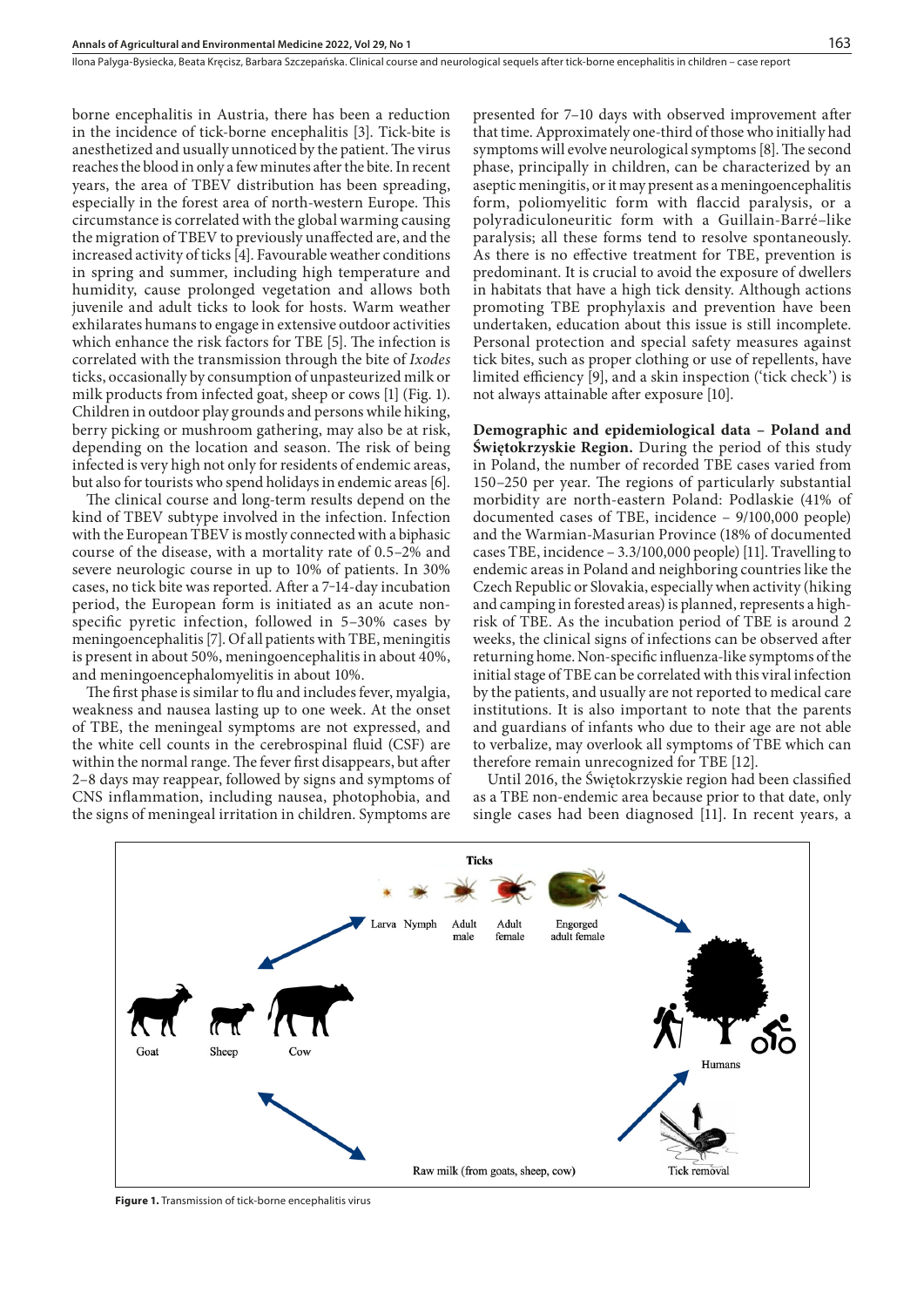borne encephalitis in Austria, there has been a reduction in the incidence of tick-borne encephalitis [3]. Tick-bite is anesthetized and usually unnoticed by the patient. The virus reaches the blood in only a few minutes after the bite. In recent years, the area of TBEV distribution has been spreading, especially in the forest area of north-western Europe. This circumstance is correlated with the global warming causing the migration of TBEV to previously unaffected are, and the increased activity of ticks [4]. Favourable weather conditions in spring and summer, including high temperature and humidity, cause prolonged vegetation and allows both juvenile and adult ticks to look for hosts. Warm weather exhilarates humans to engage in extensive outdoor activities which enhance the risk factors for TBE [5]. The infection is correlated with the transmission through the bite of *Ixodes* ticks, occasionally by consumption of unpasteurized milk or milk products from infected goat, sheep or cows [1] (Fig. 1). Children in outdoor play grounds and persons while hiking, berry picking or mushroom gathering, may also be at risk, depending on the location and season. The risk of being infected is very high not only for residents of endemic areas, but also for tourists who spend holidays in endemic areas [6].

The clinical course and long-term results depend on the kind of TBEV subtype involved in the infection. Infection with the European TBEV is mostly connected with a biphasic course of the disease, with a mortality rate of 0.5–2% and severe neurologic course in up to 10% of patients. In 30% cases, no tick bite was reported. After a 7-14-day incubation period, the European form is initiated as an acute non-specific pyretic infection, followed in 5–30% cases by meningoencephalitis [7]. Of all patients with TBE, meningitis is present in about 50%, meningoencephalitis in about 40%, and meningoencephalomyelitis in about 10%.

The first phase is similar to flu and includes fever, myalgia, weakness and nausea lasting up to one week. At the onset of TBE, the meningeal symptoms are not expressed, and the white cell counts in the cerebrospinal fluid (CSF) are within the normal range. The fever first disappears, but after 2–8 days may reappear, followed by signs and symptoms of CNS inflammation, including nausea, photophobia, and the signs of meningeal irritation in children. Symptoms are presented for 7–10 days with observed improvement after that time. Approximately one-third of those who initially had symptoms will evolve neurological symptoms [8]. The second phase, principally in children, can be characterized by an aseptic meningitis, or it may present as a meningoencephalitis form, poliomyelitic form with flaccid paralysis, or a polyradiculoneuritic form with a Guillain-Barré–like paralysis; all these forms tend to resolve spontaneously. As there is no effective treatment for TBE, prevention is predominant. It is crucial to avoid the exposure of dwellers in habitats that have a high tick density. Although actions promoting TBE prophylaxis and prevention have been undertaken, education about this issue is still incomplete. Personal protection and special safety measures against tick bites, such as proper clothing or use of repellents, have limited efficiency [9], and a skin inspection ('tick check') is not always attainable after exposure [10].

**Demographic and epidemiological data – Poland and Świętokrzyskie Region.** During the period of this study in Poland, the number of recorded TBE cases varied from 150–250 per year. The regions of particularly substantial morbidity are north-eastern Poland: Podlaskie (41% of documented cases of TBE, incidence – 9/100,000 people) and the Warmian-Masurian Province (18% of documented cases TBE, incidence – 3.3/100,000 people) [11]. Travelling to endemic areas in Poland and neighboring countries like the Czech Republic or Slovakia, especially when activity (hiking and camping in forested areas) is planned, represents a high-risk of TBE. As the incubation period of TBE is around 2 weeks, the clinical signs of infections can be observed after returning home. Non-specific influenza-like symptoms of the initial stage of TBE can be correlated with this viral infection by the patients, and usually are not reported to medical care institutions. It is also important to note that the parents and guardians of infants who due to their age are not able to verbalize, may overlook all symptoms of TBE which can therefore remain unrecognized for TBE [12].

Until 2016, the Świętokrzyskie region had been classified as a TBE non-endemic area because prior to that date, only single cases had been diagnosed [11]. In recent years, a

**Figure 1.** Transmission of tick-borne encephalitis virus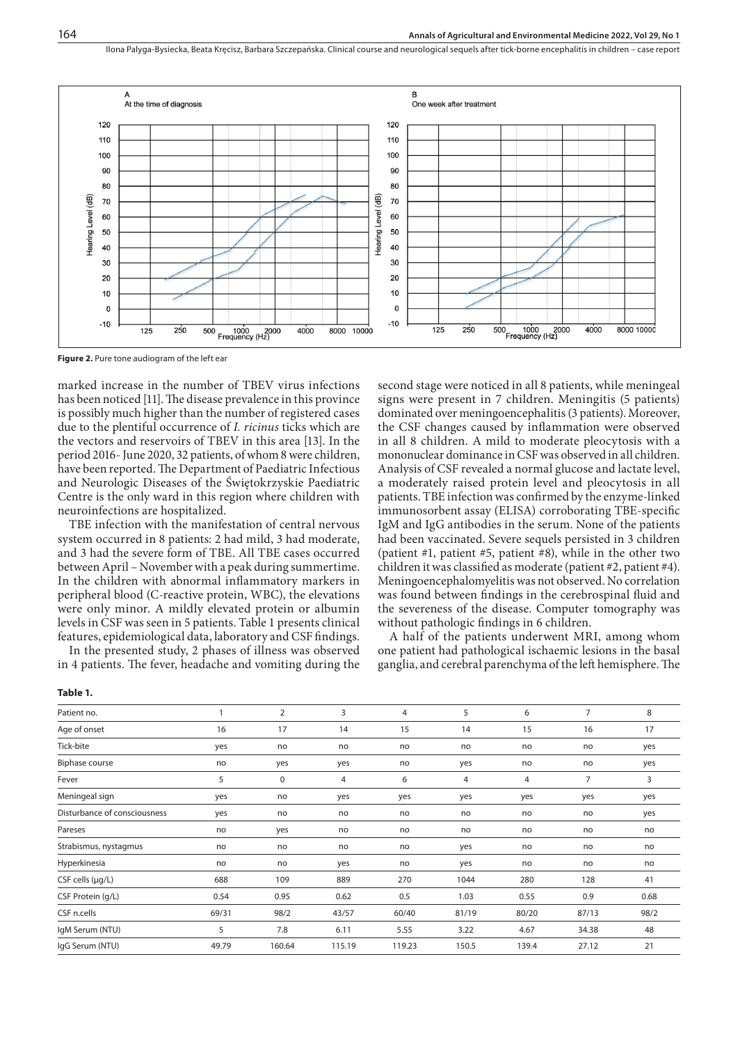**Figure 2.** Pure tone audiogram of the left ear

marked increase in the number of TBEV virus infections has been noticed [11]. The disease prevalence in this province is possibly much higher than the number of registered cases due to the plentiful occurrence of *I. ricinus* ticks which are the vectors and reservoirs of TBEV in this area [13]. In the period 2016 - June 2020, 32 patients, of whom 8 were children, have been reported. The Department of Paediatric Infectious and Neurologic Diseases of the Świętokrzyskie Paediatric Centre is the only ward in this region where children with neuroinfections are hospitalized.

TBE infection with the manifestation of central nervous system occurred in 8 patients: 2 had mild, 3 had moderate, and 3 had the severe form of TBE. All TBE cases occurred between April – November with a peak during summertime. In the children with abnormal inflammatory markers in peripheral blood (C-reactive protein, WBC), the elevations were only minor. A mildly elevated protein or albumin levels in CSF was seen in 5 patients. Table 1 presents clinical features, epidemiological data, laboratory and CSF findings.

In the presented study, 2 phases of illness was observed in 4 patients. The fever, headache and vomiting during the second stage were noticed in all 8 patients, while meningeal signs were present in 7 children. Meningitis (5 patients) dominated over meningoencephalitis (3 patients). Moreover, the CSF changes caused by inflammation were observed in all 8 children. A mild to moderate pleocytosis with a mononuclear dominance in CSF was observed in all children. Analysis of CSF revealed a normal glucose and lactate level, a moderately raised protein level and pleocytosis in all patients. TBE infection was confirmed by the enzyme-linked immunosorbent assay (ELISA) corroborating TBE-specific IgM and IgG antibodies in the serum. None of the patients had been vaccinated. Severe sequels persisted in 3 children (patient #1, patient #5, patient #8), while in the other two children it was classified as moderate (patient #2, patient #4). Meningoencephalomyelitis was not observed. No correlation was found between findings in the cerebrospinal fluid and the severeness of the disease. Computer tomography was without pathologic findings in 6 children.

A half of the patients underwent MRI, among whom one patient had pathological ischaemic lesions in the basal ganglia, and cerebral parenchyma of the left hemisphere. The

**Table 1.**

| Patient no. | 1 | 2 | 3 | 4 | 5 | 6 | 7 | 8 |
|---|---|---|---|---|---|---|---|---|
| Age of onset | 16 | 17 | 14 | 15 | 14 | 15 | 16 | 17 |
| Tick-bite | yes | no | no | no | no | no | no | yes |
| Biphase course | no | yes | yes | no | yes | no | no | yes |
| Fever | 5 | 0 | 4 | 6 | 4 | 4 | 7 | 3 |
| Meningeal sign | yes | no | yes | yes | yes | yes | yes | yes |
| Disturbance of consciousness | yes | no | no | no | no | no | no | yes |
| Pareses | no | yes | no | no | no | no | no | no |
| Strabismus, nystagmus | no | no | no | no | yes | no | no | no |
| Hyperkinesia | no | no | yes | no | yes | no | no | no |
| CSF cells (μg/L) | 688 | 109 | 889 | 270 | 1044 | 280 | 128 | 41 |
| CSF Protein (g/L) | 0.54 | 0.95 | 0.62 | 0.5 | 1.03 | 0.55 | 0.9 | 0.68 |
| CSF n.cells | 69/31 | 98/2 | 43/57 | 60/40 | 81/19 | 80/20 | 87/13 | 98/2 |
| IgM Serum (NTU) | 5 | 7.8 | 6.11 | 5.55 | 3.22 | 4.67 | 34.38 | 48 |
| IgG Serum (NTU) | 49.79 | 160.64 | 115.19 | 119.23 | 150.5 | 139.4 | 27.12 | 21 |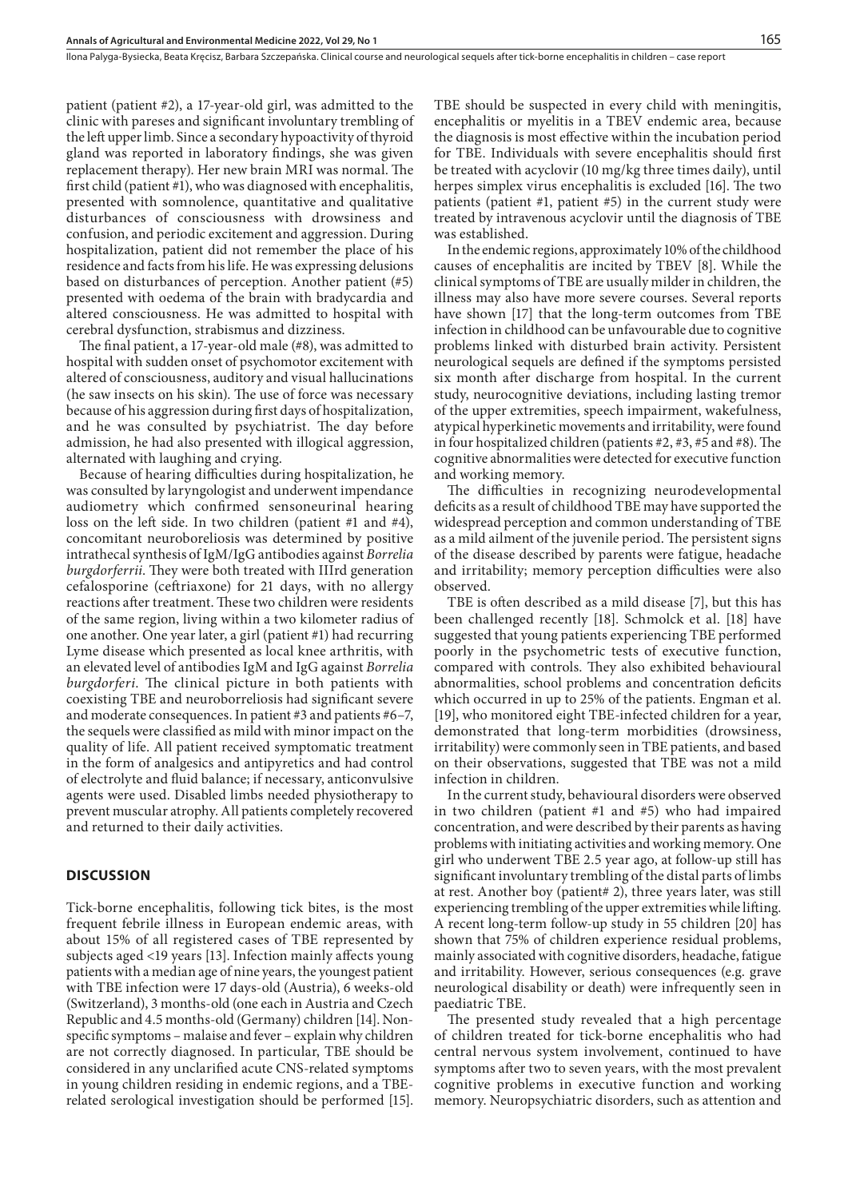patient (patient #2), a 17-year-old girl, was admitted to the clinic with pareses and significant involuntary trembling of the left upper limb. Since a secondary hypoactivity of thyroid gland was reported in laboratory findings, she was given replacement therapy). Her new brain MRI was normal. The first child (patient #1), who was diagnosed with encephalitis, presented with somnolence, quantitative and qualitative disturbances of consciousness with drowsiness and confusion, and periodic excitement and aggression. During hospitalization, patient did not remember the place of his residence and facts from his life. He was expressing delusions based on disturbances of perception. Another patient (#5) presented with oedema of the brain with bradycardia and altered consciousness. He was admitted to hospital with cerebral dysfunction, strabismus and dizziness.

The final patient, a 17-year-old male (#8), was admitted to hospital with sudden onset of psychomotor excitement with altered of consciousness, auditory and visual hallucinations (he saw insects on his skin). The use of force was necessary because of his aggression during first days of hospitalization, and he was consulted by psychiatrist. The day before admission, he had also presented with illogical aggression, alternated with laughing and crying.

Because of hearing difficulties during hospitalization, he was consulted by laryngologist and underwent impendance audiometry which confirmed sensoneurinal hearing loss on the left side. In two children (patient #1 and #4), concomitant neuroboreliosis was determined by positive intrathecal synthesis of IgM/IgG antibodies against *Borrelia burgdorferrii*. They were both treated with IIIrd generation cefalosporine (ceftriaxone) for 21 days, with no allergy reactions after treatment. These two children were residents of the same region, living within a two kilometer radius of one another. One year later, a girl (patient #1) had recurring Lyme disease which presented as local knee arthritis, with an elevated level of antibodies IgM and IgG against *Borrelia burgdorferi*. The clinical picture in both patients with coexisting TBE and neuroborreliosis had significant severe and moderate consequences. In patient #3 and patients #6–7, the sequels were classified as mild with minor impact on the quality of life. All patient received symptomatic treatment in the form of analgesics and antipyretics and had control of electrolyte and fluid balance; if necessary, anticonvulsive agents were used. Disabled limbs needed physiotherapy to prevent muscular atrophy. All patients completely recovered and returned to their daily activities.

## DISCUSSION

Tick-borne encephalitis, following tick bites, is the most frequent febrile illness in European endemic areas, with about 15% of all registered cases of TBE represented by subjects aged <19 years [13]. Infection mainly affects young patients with a median age of nine years, the youngest patient with TBE infection were 17 days-old (Austria), 6 weeks-old (Switzerland), 3 months-old (one each in Austria and Czech Republic and 4.5 months-old (Germany) children [14]. Non-specific symptoms – malaise and fever – explain why children are not correctly diagnosed. In particular, TBE should be considered in any unclarified acute CNS-related symptoms in young children residing in endemic regions, and a TBE-related serological investigation should be performed [15]. TBE should be suspected in every child with meningitis, encephalitis or myelitis in a TBEV endemic area, because the diagnosis is most effective within the incubation period for TBE. Individuals with severe encephalitis should first be treated with acyclovir (10 mg/kg three times daily), until herpes simplex virus encephalitis is excluded [16]. The two patients (patient #1, patient #5) in the current study were treated by intravenous acyclovir until the diagnosis of TBE was established.

In the endemic regions, approximately 10% of the childhood causes of encephalitis are incited by TBEV [8]. While the clinical symptoms of TBE are usually milder in children, the illness may also have more severe courses. Several reports have shown [17] that the long-term outcomes from TBE infection in childhood can be unfavourable due to cognitive problems linked with disturbed brain activity. Persistent neurological sequels are defined if the symptoms persisted six month after discharge from hospital. In the current study, neurocognitive deviations, including lasting tremor of the upper extremities, speech impairment, wakefulness, atypical hyperkinetic movements and irritability, were found in four hospitalized children (patients #2, #3, #5 and #8). The cognitive abnormalities were detected for executive function and working memory.

The difficulties in recognizing neurodevelopmental deficits as a result of childhood TBE may have supported the widespread perception and common understanding of TBE as a mild ailment of the juvenile period. The persistent signs of the disease described by parents were fatigue, headache and irritability; memory perception difficulties were also observed.

TBE is often described as a mild disease [7], but this has been challenged recently [18]. Schmolck et al. [18] have suggested that young patients experiencing TBE performed poorly in the psychometric tests of executive function, compared with controls. They also exhibited behavioural abnormalities, school problems and concentration deficits which occurred in up to 25% of the patients. Engman et al. [19], who monitored eight TBE-infected children for a year, demonstrated that long-term morbidities (drowsiness, irritability) were commonly seen in TBE patients, and based on their observations, suggested that TBE was not a mild infection in children.

In the current study, behavioural disorders were observed in two children (patient #1 and #5) who had impaired concentration, and were described by their parents as having problems with initiating activities and working memory. One girl who underwent TBE 2.5 year ago, at follow-up still has significant involuntary trembling of the distal parts of limbs at rest. Another boy (patient# 2), three years later, was still experiencing trembling of the upper extremities while lifting. A recent long-term follow-up study in 55 children [20] has shown that 75% of children experience residual problems, mainly associated with cognitive disorders, headache, fatigue and irritability. However, serious consequences (e.g. grave neurological disability or death) were infrequently seen in paediatric TBE.

The presented study revealed that a high percentage of children treated for tick-borne encephalitis who had central nervous system involvement, continued to have symptoms after two to seven years, with the most prevalent cognitive problems in executive function and working memory. Neuropsychiatric disorders, such as attention and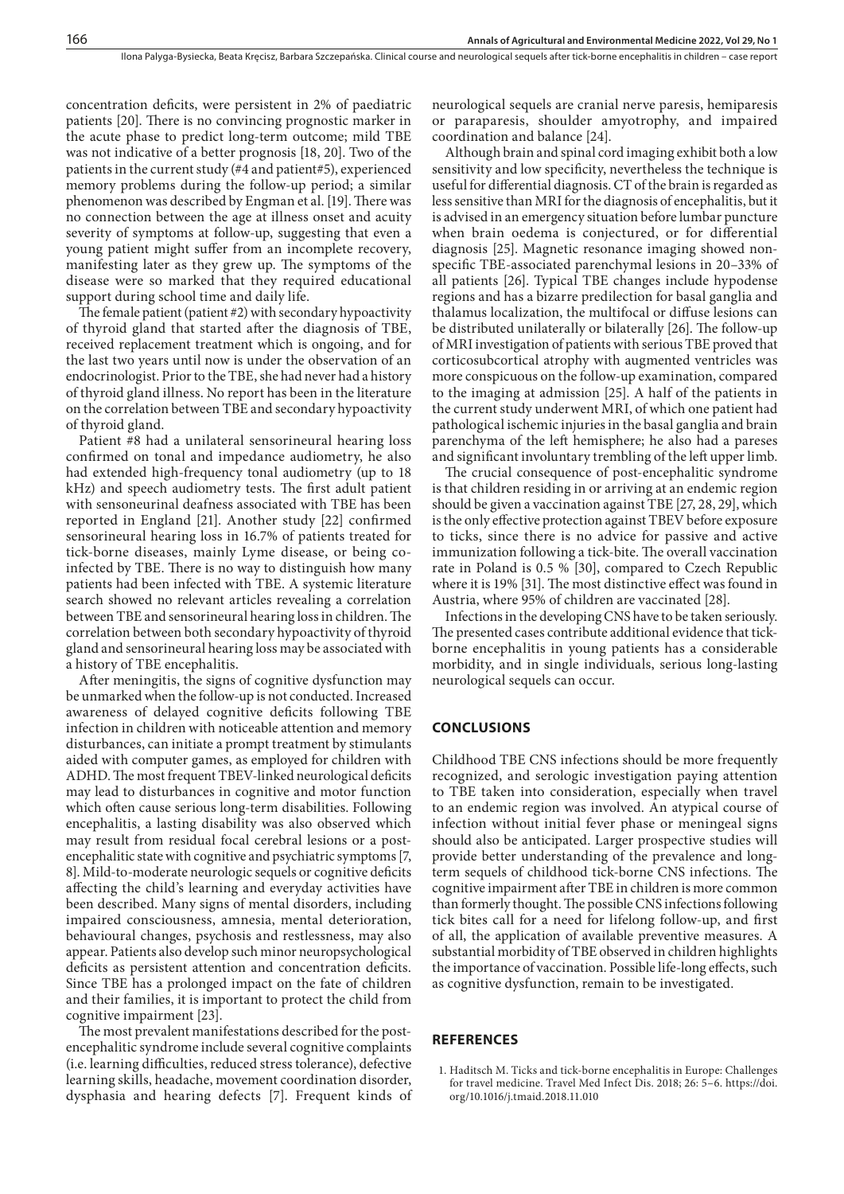concentration deficits, were persistent in 2% of paediatric patients [20]. There is no convincing prognostic marker in the acute phase to predict long-term outcome; mild TBE was not indicative of a better prognosis [18, 20]. Two of the patients in the current study (#4 and patient#5), experienced memory problems during the follow-up period; a similar phenomenon was described by Engman et al. [19]. There was no connection between the age at illness onset and acuity severity of symptoms at follow-up, suggesting that even a young patient might suffer from an incomplete recovery, manifesting later as they grew up. The symptoms of the disease were so marked that they required educational support during school time and daily life.

The female patient (patient #2) with secondary hypoactivity of thyroid gland that started after the diagnosis of TBE, received replacement treatment which is ongoing, and for the last two years until now is under the observation of an endocrinologist. Prior to the TBE, she had never had a history of thyroid gland illness. No report has been in the literature on the correlation between TBE and secondary hypoactivity of thyroid gland.

Patient #8 had a unilateral sensorineural hearing loss confirmed on tonal and impedance audiometry, he also had extended high-frequency tonal audiometry (up to 18 kHz) and speech audiometry tests. The first adult patient with sensoneurinal deafness associated with TBE has been reported in England [21]. Another study [22] confirmed sensorineural hearing loss in 16.7% of patients treated for tick-borne diseases, mainly Lyme disease, or being co-infected by TBE. There is no way to distinguish how many patients had been infected with TBE. A systemic literature search showed no relevant articles revealing a correlation between TBE and sensorineural hearing loss in children. The correlation between both secondary hypoactivity of thyroid gland and sensorineural hearing loss may be associated with a history of TBE encephalitis.

After meningitis, the signs of cognitive dysfunction may be unmarked when the follow-up is not conducted. Increased awareness of delayed cognitive deficits following TBE infection in children with noticeable attention and memory disturbances, can initiate a prompt treatment by stimulants aided with computer games, as employed for children with ADHD. The most frequent TBEV-linked neurological deficits may lead to disturbances in cognitive and motor function which often cause serious long-term disabilities. Following encephalitis, a lasting disability was also observed which may result from residual focal cerebral lesions or a post-encephalitic state with cognitive and psychiatric symptoms [7, 8]. Mild-to-moderate neurologic sequels or cognitive deficits affecting the child's learning and everyday activities have been described. Many signs of mental disorders, including impaired consciousness, amnesia, mental deterioration, behavioural changes, psychosis and restlessness, may also appear. Patients also develop such minor neuropsychological deficits as persistent attention and concentration deficits. Since TBE has a prolonged impact on the fate of children and their families, it is important to protect the child from cognitive impairment [23].

The most prevalent manifestations described for the post-encephalitic syndrome include several cognitive complaints (i.e. learning difficulties, reduced stress tolerance), defective learning skills, headache, movement coordination disorder, dysphasia and hearing defects [7]. Frequent kinds of neurological sequels are cranial nerve paresis, hemiparesis or paraparesis, shoulder amyotrophy, and impaired coordination and balance [24].

Although brain and spinal cord imaging exhibit both a low sensitivity and low specificity, nevertheless the technique is useful for differential diagnosis. CT of the brain is regarded as less sensitive than MRI for the diagnosis of encephalitis, but it is advised in an emergency situation before lumbar puncture when brain oedema is conjectured, or for differential diagnosis [25]. Magnetic resonance imaging showed non-specific TBE-associated parenchymal lesions in 20–33% of all patients [26]. Typical TBE changes include hypodense regions and has a bizarre predilection for basal ganglia and thalamus localization, the multifocal or diffuse lesions can be distributed unilaterally or bilaterally [26]. The follow-up of MRI investigation of patients with serious TBE proved that corticosubcortical atrophy with augmented ventricles was more conspicuous on the follow-up examination, compared to the imaging at admission [25]. A half of the patients in the current study underwent MRI, of which one patient had pathological ischemic injuries in the basal ganglia and brain parenchyma of the left hemisphere; he also had a pareses and significant involuntary trembling of the left upper limb.

The crucial consequence of post-encephalitic syndrome is that children residing in or arriving at an endemic region should be given a vaccination against TBE [27, 28, 29], which is the only effective protection against TBEV before exposure to ticks, since there is no advice for passive and active immunization following a tick-bite. The overall vaccination rate in Poland is 0.5 % [30], compared to Czech Republic where it is 19% [31]. The most distinctive effect was found in Austria, where 95% of children are vaccinated [28].

Infections in the developing CNS have to be taken seriously. The presented cases contribute additional evidence that tick-borne encephalitis in young patients has a considerable morbidity, and in single individuals, serious long-lasting neurological sequels can occur.

## CONCLUSIONS

Childhood TBE CNS infections should be more frequently recognized, and serologic investigation paying attention to TBE taken into consideration, especially when travel to an endemic region was involved. An atypical course of infection without initial fever phase or meningeal signs should also be anticipated. Larger prospective studies will provide better understanding of the prevalence and long-term sequels of childhood tick-borne CNS infections. The cognitive impairment after TBE in children is more common than formerly thought. The possible CNS infections following tick bites call for a need for lifelong follow-up, and first of all, the application of available preventive measures. A substantial morbidity of TBE observed in children highlights the importance of vaccination. Possible life-long effects, such as cognitive dysfunction, remain to be investigated.

## REFERENCES

1. Haditsch M. Ticks and tick-borne encephalitis in Europe: Challenges for travel medicine. Travel Med Infect Dis. 2018; 26: 5–6. https://doi.org/10.1016/j.tmaid.2018.11.010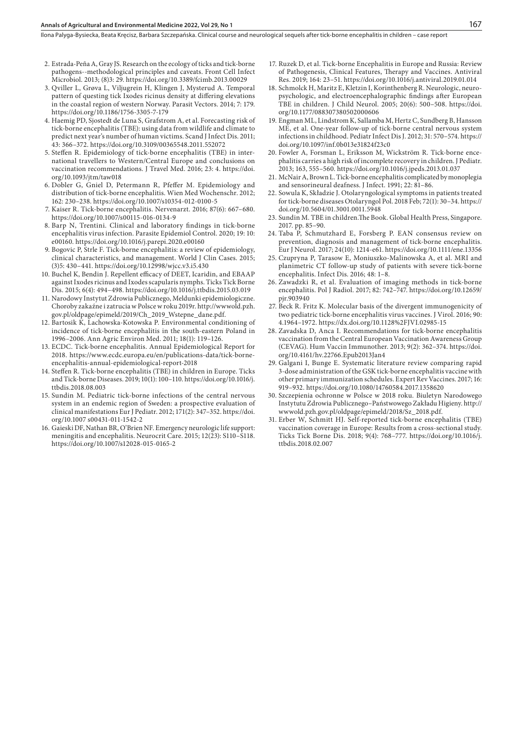2. Estrada-Peña A, Gray JS. Research on the ecology of ticks and tick-borne pathogens--methodological principles and caveats. Front Cell Infect Microbiol. 2013; (8)3: 29. https://doi.org/10.3389/fcimb.2013.00029
3. Qviller L, Grøva L, Viljugrein H, Klingen J, Mysterud A. Temporal pattern of questing tick Ixodes ricinus density at differing elevations in the coastal region of western Norway. Parasit Vectors. 2014; 7: 179. https://doi.org/10.1186/1756-3305-7-179
4. Haemig PD, Sjostedt de Luna S, Grafstrom A, et al. Forecasting risk of tick-borne encephalitis (TBE): using data from wildlife and climate to predict next year's number of human victims. Scand J Infect Dis. 2011; 43: 366–372. https://doi.org/10.3109/00365548.2011.552072
5. Steffen R. Epidemiology of tick-borne encephalitis (TBE) in international travellers to Western/Central Europe and conclusions on vaccination recommendations. J Travel Med. 2016; 23: 4. https://doi.org/10.1093/jtm/taw018
6. Dobler G, Gniel D, Petermann R, Pfeffer M. Epidemiology and distribution of tick-borne encephalitis. Wien Med Wochenschr. 2012; 162: 230–238. https://doi.org/10.1007/s10354-012-0100-5
7. Kaiser R. Tick-borne encephalitis. Nervenarzt. 2016; 87(6): 667–680. https://doi.org/10.1007/s00115-016-0134-9
8. Barp N, Trentini. Clinical and laboratory findings in tick-borne encephalitis virus infection. Parasite Epidemiol Control. 2020; 19: 10: e00160. https://doi.org/10.1016/j.parepi.2020.e00160
9. Bogovic P, Strle F. Tick-borne encephalitis: a review of epidemiology, clinical characteristics, and management. World J Clin Cases. 2015; (3)5: 430–441. https://doi.org/10.12998/wjcc.v3.i5.430
10. Buchel K, Bendin J. Repellent efficacy of DEET, Icaridin, and EBAAP against Ixodes ricinus and Ixodes scapularis nymphs. Ticks Tick Borne Dis. 2015; 6(4): 494–498. https://doi.org/10.1016/j.ttbdis.2015.03.019
11. Narodowy Instytut Zdrowia Publicznego, Meldunki epidemiologiczne. Choroby zakaźne i zatrucia w Polsce w roku 2019r. http://wwwold.pzh.gov.pl/oldpage/epimeld/2019/Ch_2019_Wstepne_dane.pdf.
12. Bartosik K, Lachowska-Kotowska P. Environmental conditioning of incidence of tick-borne encephalitis in the south-eastern Poland in 1996–2006. Ann Agric Environ Med. 2011; 18(1): 119–126.
13. ECDC. Tick-borne encephalitis. Annual Epidemiological Report for 2018. https://www.ecdc.europa.eu/en/publications-data/tick-borne-encephalitis-annual-epidemiological-report-2018
14. Steffen R. Tick-borne encephalitis (TBE) in children in Europe. Ticks and Tick-borne Diseases. 2019; 10(1): 100–110. https://doi.org/10.1016/j.ttbdis.2018.08.003
15. Sundin M. Pediatric tick-borne infections of the central nervous system in an endemic region of Sweden: a prospective evaluation of clinical manifestations Eur J Pediatr. 2012; 171(2): 347–352. https://doi.org/10.1007 s00431-011-1542-2
16. Gaieski DF, Nathan BR, O'Brien NF. Emergency neurologic life support: meningitis and encephalitis. Neurocrit Care. 2015; 12(23): S110–S118. https://doi.org/10.1007/s12028-015-0165-2
17. Ruzek D, et al. Tick-borne Encephalitis in Europe and Russia: Review of Pathogenesis, Clinical Features, Therapy and Vaccines. Antiviral Res. 2019; 164: 23–51. https://doi.org/10.1016/j.antiviral.2019.01.014
18. Schmolck H, Maritz E, Kletzin I, Korinthenberg R. Neurologic, neuropsychologic, and electroencephalographic findings after European TBE in children. J Child Neurol. 2005; 20(6): 500–508. https://doi.org/10.1177/088307380502000606
19. Engman ML, Lindstrom K, Sallamba M, Hertz C, Sundberg B, Hansson ME, et al. One-year follow-up of tick-borne central nervous system infections in childhood. Pediatr Infect Dis J. 2012; 31: 570–574. https://doi.org/10.1097/inf.0b013e31824f23c0
20. Fowler A, Forsman L, Eriksson M, Wickström R. Tick-borne encephalitis carries a high risk of incomplete recovery in children. J Pediatr. 2013; 163, 555–560. https://doi.org/10.1016/j.jpeds.2013.01.037
21. McNair A, Brown L. Tick-borne encephalitis complicated by monoplegia and sensorineural deafness. J Infect. 1991; 22: 81–86.
22. Sowula K, Składzie J. Otolaryngological symptoms in patients treated for tick-borne diseases Otolaryngol Pol. 2018 Feb; 72(1): 30–34. https://doi.org/10.5604/01.3001.0011.5948
23. Sundin M. TBE in children.The Book. Global Health Press, Singapore. 2017. pp. 85–90.
24. Taba P, Schmutzhard E, Forsberg P. EAN consensus review on prevention, diagnosis and management of tick-borne encephalitis. Eur J Neurol. 2017; 24(10): 1214-e61. https://doi.org/10.1111/ene.13356
25. Czupryna P, Tarasow E, Moniuszko-Malinowska A, et al. MRI and planimetric CT follow-up study of patients with severe tick-borne encephalitis. Infect Dis. 2016; 48: 1–8.
26. Zawadzki R, et al. Evaluation of imaging methods in tick-borne encephalitis. Pol J Radiol. 2017; 82: 742–747. https://doi.org/10.12659/pjr.903940
27. Beck R. Fritz K. Molecular basis of the divergent immunogenicity of two pediatric tick-borne encephalitis virus vaccines. J Virol. 2016; 90: 4.1964–1972. https://dx.doi.org/10.1128%2FJVI.02985-15
28. Zavadska D, Anca I. Recommendations for tick-borne encephalitis vaccination from the Central European Vaccination Awareness Group (CEVAG). Hum Vaccin Immunother. 2013; 9(2): 362–374. https://doi.org/10.4161/hv.22766.Epub2013Jan4
29. Galgani I, Bunge E. Systematic literature review comparing rapid 3-dose administration of the GSK tick-borne encephalitis vaccine with other primary immunization schedules. Expert Rev Vaccines. 2017; 16: 919–932. https://doi.org/10.1080/14760584.2017.1358620
30. Szczepienia ochronne w Polsce w 2018 roku. Biuletyn Narodowego Instytutu Zdrowia Publicznego–Państwowego Zakładu Higieny. http://wwwold.pzh.gov.pl/oldpage/epimeld/2018/Sz_2018.pdf.
31. Erber W, Schmitt HJ. Self-reported tick-borne encephalitis (TBE) vaccination coverage in Europe: Results from a cross-sectional study. Ticks Tick Borne Dis. 2018; 9(4): 768–777. https://doi.org/10.1016/j.ttbdis.2018.02.007